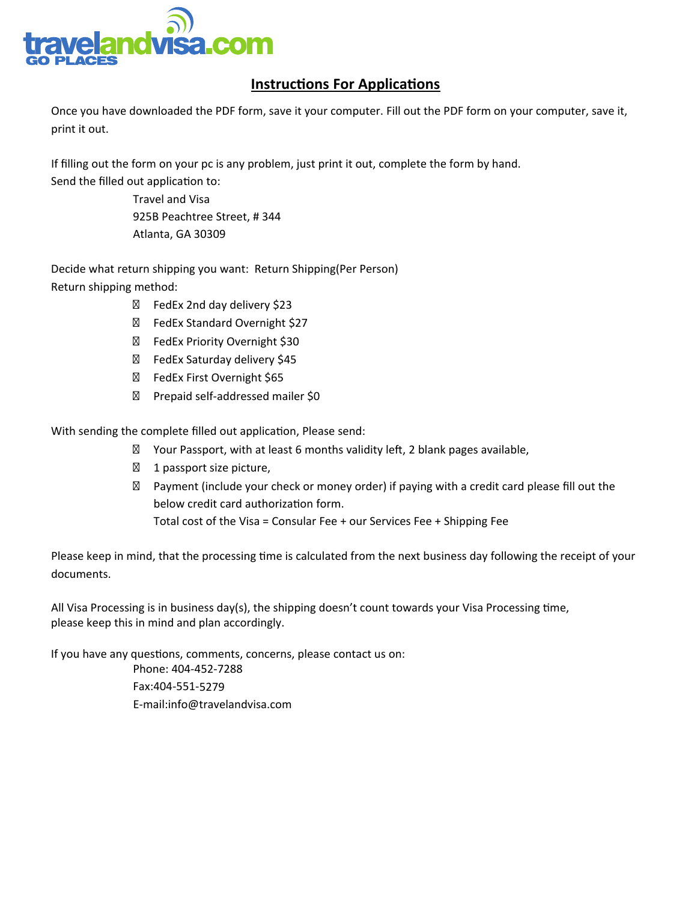travelandvisa.com
GO PLACES

## Instructions For Applications

Once you have downloaded the PDF form, save it your computer. Fill out the PDF form on your computer, save it, print it out.

If filling out the form on your pc is any problem, just print it out, complete the form by hand.
Send the filled out application to:

Travel and Visa
925B Peachtree Street, # 344
Atlanta, GA 30309

Decide what return shipping you want: Return Shipping(Per Person)
Return shipping method:

- FedEx 2nd day delivery $23
- FedEx Standard Overnight $27
- FedEx Priority Overnight $30
- FedEx Saturday delivery $45
- FedEx First Overnight $65
- Prepaid self-addressed mailer $0

With sending the complete filled out application, Please send:

- Your Passport, with at least 6 months validity left, 2 blank pages available,
- 1 passport size picture,
- Payment (include your check or money order) if paying with a credit card please fill out the below credit card authorization form.
  Total cost of the Visa = Consular Fee + our Services Fee + Shipping Fee

Please keep in mind, that the processing time is calculated from the next business day following the receipt of your documents.

All Visa Processing is in business day(s), the shipping doesn't count towards your Visa Processing time, please keep this in mind and plan accordingly.

If you have any questions, comments, concerns, please contact us on:

Phone: 404-452-7288
Fax:404-551-5279
E-mail:info@travelandvisa.com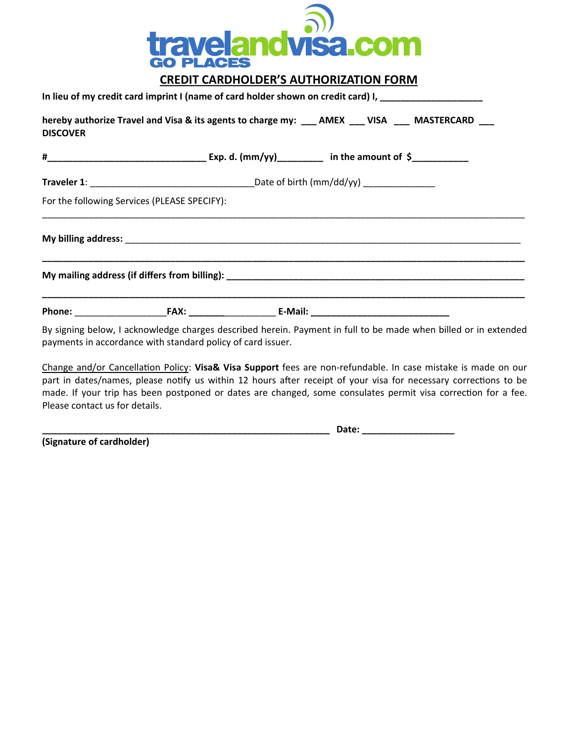travelandvisa.com
GO PLACES

## CREDIT CARDHOLDER'S AUTHORIZATION FORM

**In lieu of my credit card imprint I (name of card holder shown on credit card) I, ____________________**

**hereby authorize Travel and Visa & its agents to charge my: ___ AMEX ___ VISA ___ MASTERCARD ___ DISCOVER**

**#_______________________________ Exp. d. (mm/yy)_________ in the amount of $___________**

**Traveler 1**: ________________________________Date of birth (mm/dd/yy) ______________

For the following Services (PLEASE SPECIFY):

_______________________________________________________________________________________________

**My billing address:** _____________________________________________________________________________

_______________________________________________________________________________________________

**My mailing address (if differs from billing):** _________________________________________________________

_______________________________________________________________________________________________

**Phone:** __________________**FAX:** __________________ **E-Mail:** ____________________________

By signing below, I acknowledge charges described herein. Payment in full to be made when billed or in extended payments in accordance with standard policy of card issuer.

Change and/or Cancellation Policy: **Visa& Visa Support** fees are non-refundable. In case mistake is made on our part in dates/names, please notify us within 12 hours after receipt of your visa for necessary corrections to be made. If your trip has been postponed or dates are changed, some consulates permit visa correction for a fee. Please contact us for details.

__________________________________________________________ **Date:** __________________

**(Signature of cardholder)**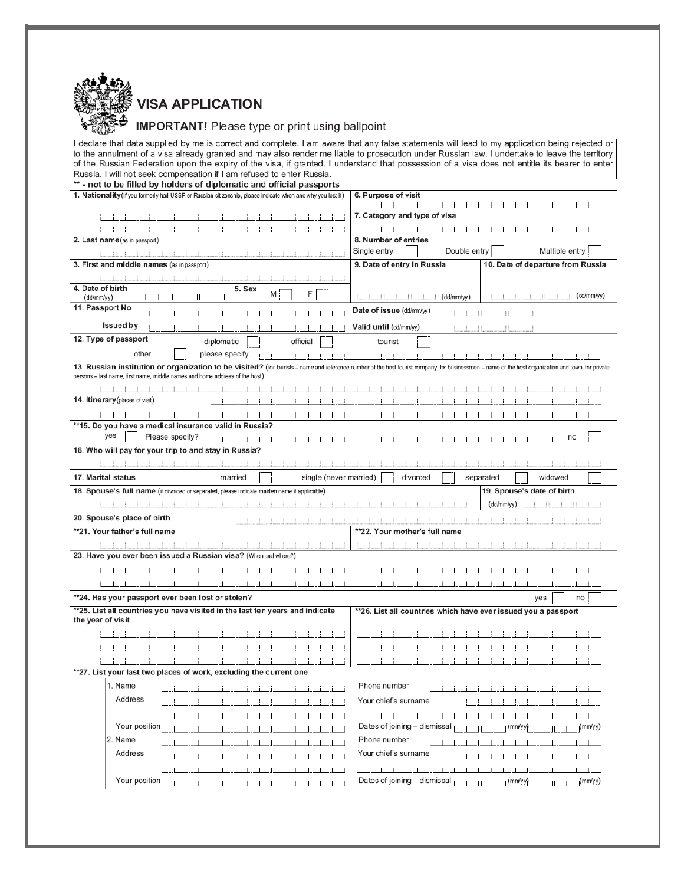# VISA APPLICATION

**IMPORTANT!** Please type or print using ballpoint

I declare that data supplied by me is correct and complete. I am aware that any false statements will lead to my application being rejected or to the annulment of a visa already granted and may also render me liable to prosecution under Russian law. I undertake to leave the territory of the Russian Federation upon the expiry of the visa, if granted. I understand that possession of a visa does not entitle its bearer to enter Russia. I will not seek compensation if I am refused to enter Russia.

**** - not to be filled by holders of diplomatic and official passports**

**1. Nationality** (If you formerly had USSR or Russian citizenship, please indicate when and why you lost it)

**6. Purpose of visit**

**7. Category and type of visa**

**2. Last name** (as in passport)

**8. Number of entries**
Single entry ☐ Double entry ☐ Multiple entry ☐

**3. First and middle names** (as in passport)

**9. Date of entry in Russia** (dd/mm/yy)

**10. Date of departure from Russia** (dd/mm/yy)

**4. Date of birth** (dd/mm/yy)

**5. Sex** M ☐ F ☐

**11. Passport No**

**Issued by**

**Date of issue** (dd/mm/yy)

**Valid until** (dd/mm/yy)

**12. Type of passport** diplomatic ☐ official ☐ tourist ☐
other ☐ please specify

**13. Russian institution or organization to be visited?** (for tourists – name and reference number of the host tourist company, for businessmen – name of the host organization and town, for private persons – last name, first name, middle names and home address of the host)

**14. Itinerary** (places of visit)

****15. Do you have a medical insurance valid in Russia?**
yes ☐ Please specify? no ☐

**16. Who will pay for your trip to and stay in Russia?**

**17. Marital status** married ☐ single (never married) ☐ divorced ☐ separated ☐ widowed ☐

**18. Spouse's full name** (if divorced or separated, please indicate maiden name if applicable)

**19. Spouse's date of birth** (dd/mm/yy)

**20. Spouse's place of birth**

****21. Your father's full name**

****22. Your mother's full name**

**23. Have you ever been issued a Russian visa?** (When and where?)

****24. Has your passport ever been lost or stolen?** yes ☐ no ☐

****25. List all countries you have visited in the last ten years and indicate the year of visit**

****26. List all countries which have ever issued you a passport**

****27. List your last two places of work, excluding the current one**

1. Name
Address
Your position
Phone number
Your chief's surname
Dates of joining – dismissal (mm/yy) (mm/yy)

2. Name
Address
Your position
Phone number
Your chief's surname
Dates of joining – dismissal (mm/yy) (mm/yy)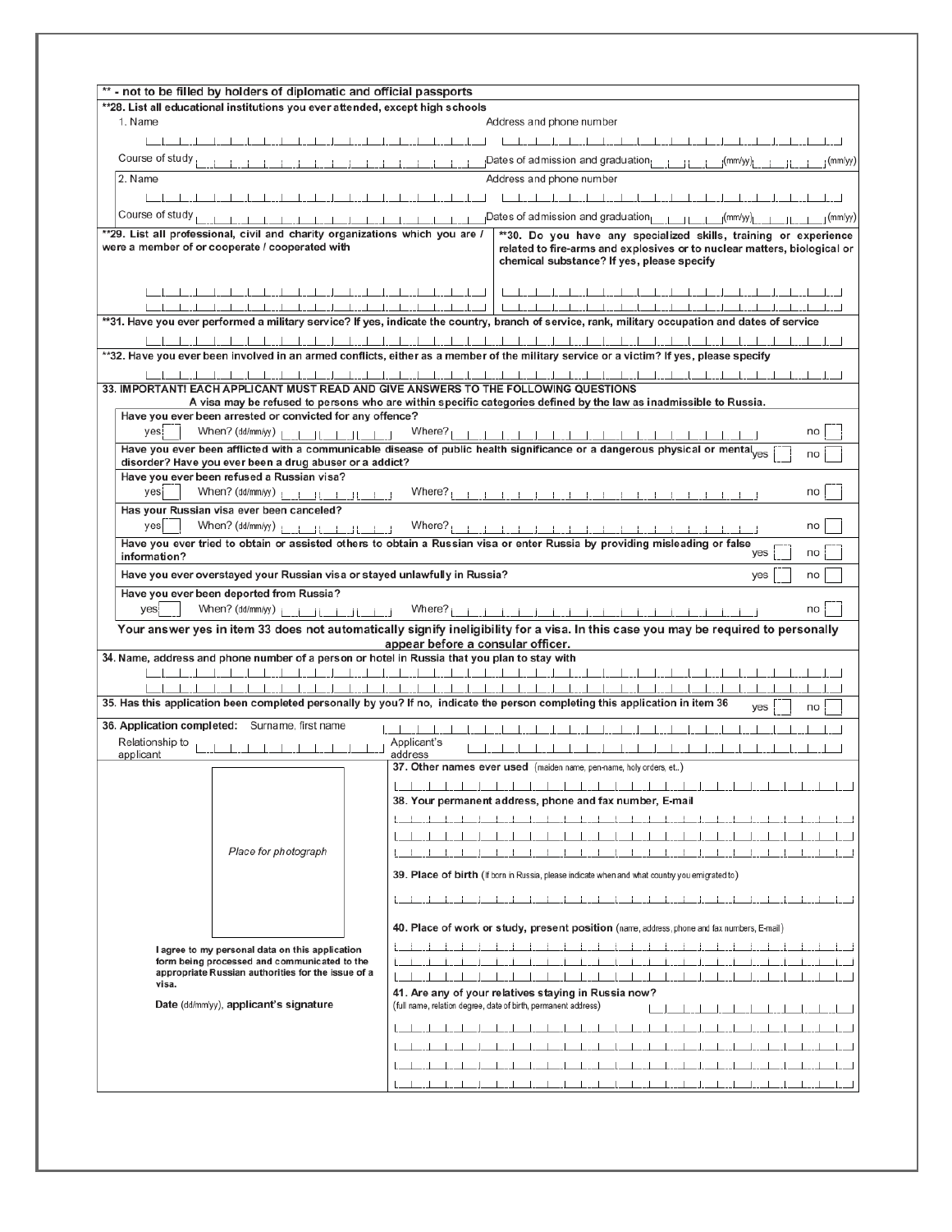** - not to be filled by holders of diplomatic and official passports

**28. List all educational institutions you ever attended, except high schools

1. Name

Address and phone number

Course of study

Dates of admission and graduation (mm/yy) (mm/yy)

2. Name

Address and phone number

Course of study

Dates of admission and graduation (mm/yy) (mm/yy)

**29. List all professional, civil and charity organizations which you are / were a member of or cooperate / cooperated with

**30. Do you have any specialized skills, training or experience related to fire-arms and explosives or to nuclear matters, biological or chemical substance? If yes, please specify

**31. Have you ever performed a military service? If yes, indicate the country, branch of service, rank, military occupation and dates of service

**32. Have you ever been involved in an armed conflicts, either as a member of the military service or a victim? If yes, please specify

**33. IMPORTANT! EACH APPLICANT MUST READ AND GIVE ANSWERS TO THE FOLLOWING QUESTIONS**

**A visa may be refused to persons who are within specific categories defined by the law as inadmissible to Russia.**

**Have you ever been arrested or convicted for any offence?**

yes ☐ When? (dd/mm/yy) Where? no ☐

**Have you ever been afflicted with a communicable disease of public health significance or a dangerous physical or mental disorder? Have you ever been a drug abuser or a addict?** yes ☐ no ☐

**Have you ever been refused a Russian visa?**

yes ☐ When? (dd/mm/yy) Where? no ☐

**Has your Russian visa ever been canceled?**

yes ☐ When? (dd/mm/yy) Where? no ☐

**Have you ever tried to obtain or assisted others to obtain a Russian visa or enter Russia by providing misleading or false information?** yes ☐ no ☐

**Have you ever overstayed your Russian visa or stayed unlawfully in Russia?** yes ☐ no ☐

**Have you ever been deported from Russia?**

yes ☐ When? (dd/mm/yy) Where? no ☐

**Your answer yes in item 33 does not automatically signify ineligibility for a visa. In this case you may be required to personally appear before a consular officer.**

**34. Name, address and phone number of a person or hotel in Russia that you plan to stay with**

**35. Has this application been completed personally by you? If no, indicate the person completing this application in item 36** yes ☐ no ☐

**36. Application completed:** Surname, first name

Relationship to applicant

Applicant's address

Place for photograph

**37. Other names ever used** (maiden name, pen-name, holy orders, et..)

**38. Your permanent address, phone and fax number, E-mail**

**39. Place of birth** (If born in Russia, please indicate when and what country you emigrated to)

**40. Place of work or study, present position** (name, address, phone and fax numbers, E-mail)

**I agree to my personal data on this application form being processed and communicated to the appropriate Russian authorities for the issue of a visa.**

**Date** (dd/mm/yy), **applicant's signature**

**41. Are any of your relatives staying in Russia now?**
(full name, relation degree, date of birth, permanent address)